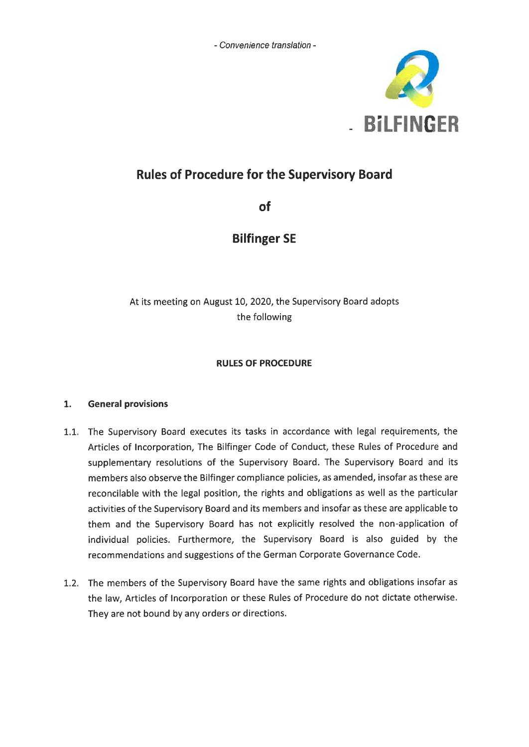*- Convenience translation -*

# Rules of Procedure for the Supervisory Board

# of

# Bilfinger SE

At its meeting on August 10, 2020, the Supervisory Board adopts the following

**RULES OF PROCEDURE**

## 1. General provisions

1.1. The Supervisory Board executes its tasks in accordance with legal requirements, the Articles of Incorporation, The Bilfinger Code of Conduct, these Rules of Procedure and supplementary resolutions of the Supervisory Board. The Supervisory Board and its members also observe the Bilfinger compliance policies, as amended, insofar as these are reconcilable with the legal position, the rights and obligations as well as the particular activities of the Supervisory Board and its members and insofar as these are applicable to them and the Supervisory Board has not explicitly resolved the non-application of individual policies. Furthermore, the Supervisory Board is also guided by the recommendations and suggestions of the German Corporate Governance Code.

1.2. The members of the Supervisory Board have the same rights and obligations insofar as the law, Articles of Incorporation or these Rules of Procedure do not dictate otherwise. They are not bound by any orders or directions.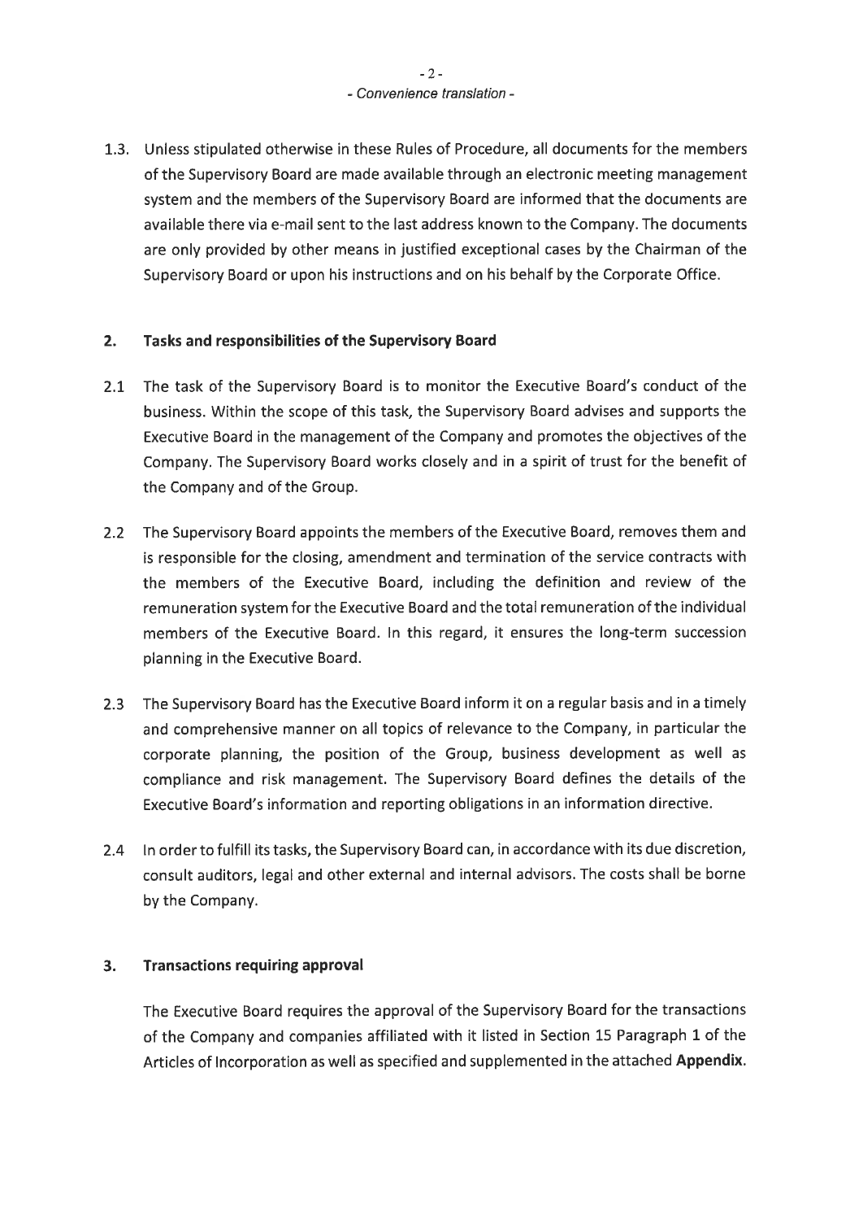*- Convenience translation -*

1.3. Unless stipulated otherwise in these Rules of Procedure, all documents for the members of the Supervisory Board are made available through an electronic meeting management system and the members of the Supervisory Board are informed that the documents are available there via e-mail sent to the last address known to the Company. The documents are only provided by other means in justified exceptional cases by the Chairman of the Supervisory Board or upon his instructions and on his behalf by the Corporate Office.

## 2. Tasks and responsibilities of the Supervisory Board

2.1 The task of the Supervisory Board is to monitor the Executive Board's conduct of the business. Within the scope of this task, the Supervisory Board advises and supports the Executive Board in the management of the Company and promotes the objectives of the Company. The Supervisory Board works closely and in a spirit of trust for the benefit of the Company and of the Group.

2.2 The Supervisory Board appoints the members of the Executive Board, removes them and is responsible for the closing, amendment and termination of the service contracts with the members of the Executive Board, including the definition and review of the remuneration system for the Executive Board and the total remuneration of the individual members of the Executive Board. In this regard, it ensures the long-term succession planning in the Executive Board.

2.3 The Supervisory Board has the Executive Board inform it on a regular basis and in a timely and comprehensive manner on all topics of relevance to the Company, in particular the corporate planning, the position of the Group, business development as well as compliance and risk management. The Supervisory Board defines the details of the Executive Board's information and reporting obligations in an information directive.

2.4 In order to fulfill its tasks, the Supervisory Board can, in accordance with its due discretion, consult auditors, legal and other external and internal advisors. The costs shall be borne by the Company.

## 3. Transactions requiring approval

The Executive Board requires the approval of the Supervisory Board for the transactions of the Company and companies affiliated with it listed in Section 15 Paragraph 1 of the Articles of Incorporation as well as specified and supplemented in the attached **Appendix**.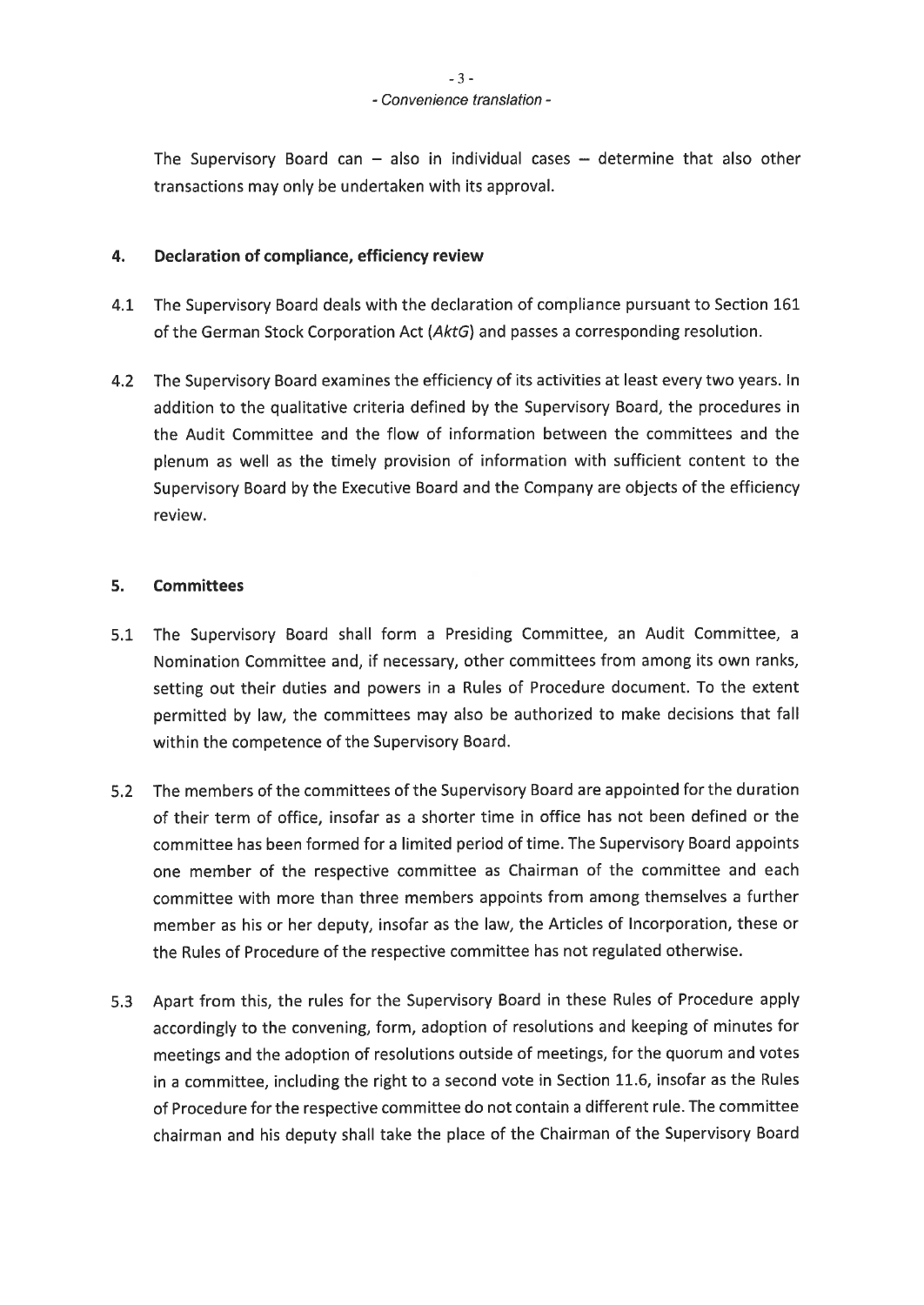- Convenience translation -

The Supervisory Board can – also in individual cases – determine that also other transactions may only be undertaken with its approval.

## 4. Declaration of compliance, efficiency review

4.1 The Supervisory Board deals with the declaration of compliance pursuant to Section 161 of the German Stock Corporation Act (*AktG*) and passes a corresponding resolution.

4.2 The Supervisory Board examines the efficiency of its activities at least every two years. In addition to the qualitative criteria defined by the Supervisory Board, the procedures in the Audit Committee and the flow of information between the committees and the plenum as well as the timely provision of information with sufficient content to the Supervisory Board by the Executive Board and the Company are objects of the efficiency review.

## 5. Committees

5.1 The Supervisory Board shall form a Presiding Committee, an Audit Committee, a Nomination Committee and, if necessary, other committees from among its own ranks, setting out their duties and powers in a Rules of Procedure document. To the extent permitted by law, the committees may also be authorized to make decisions that fall within the competence of the Supervisory Board.

5.2 The members of the committees of the Supervisory Board are appointed for the duration of their term of office, insofar as a shorter time in office has not been defined or the committee has been formed for a limited period of time. The Supervisory Board appoints one member of the respective committee as Chairman of the committee and each committee with more than three members appoints from among themselves a further member as his or her deputy, insofar as the law, the Articles of Incorporation, these or the Rules of Procedure of the respective committee has not regulated otherwise.

5.3 Apart from this, the rules for the Supervisory Board in these Rules of Procedure apply accordingly to the convening, form, adoption of resolutions and keeping of minutes for meetings and the adoption of resolutions outside of meetings, for the quorum and votes in a committee, including the right to a second vote in Section 11.6, insofar as the Rules of Procedure for the respective committee do not contain a different rule. The committee chairman and his deputy shall take the place of the Chairman of the Supervisory Board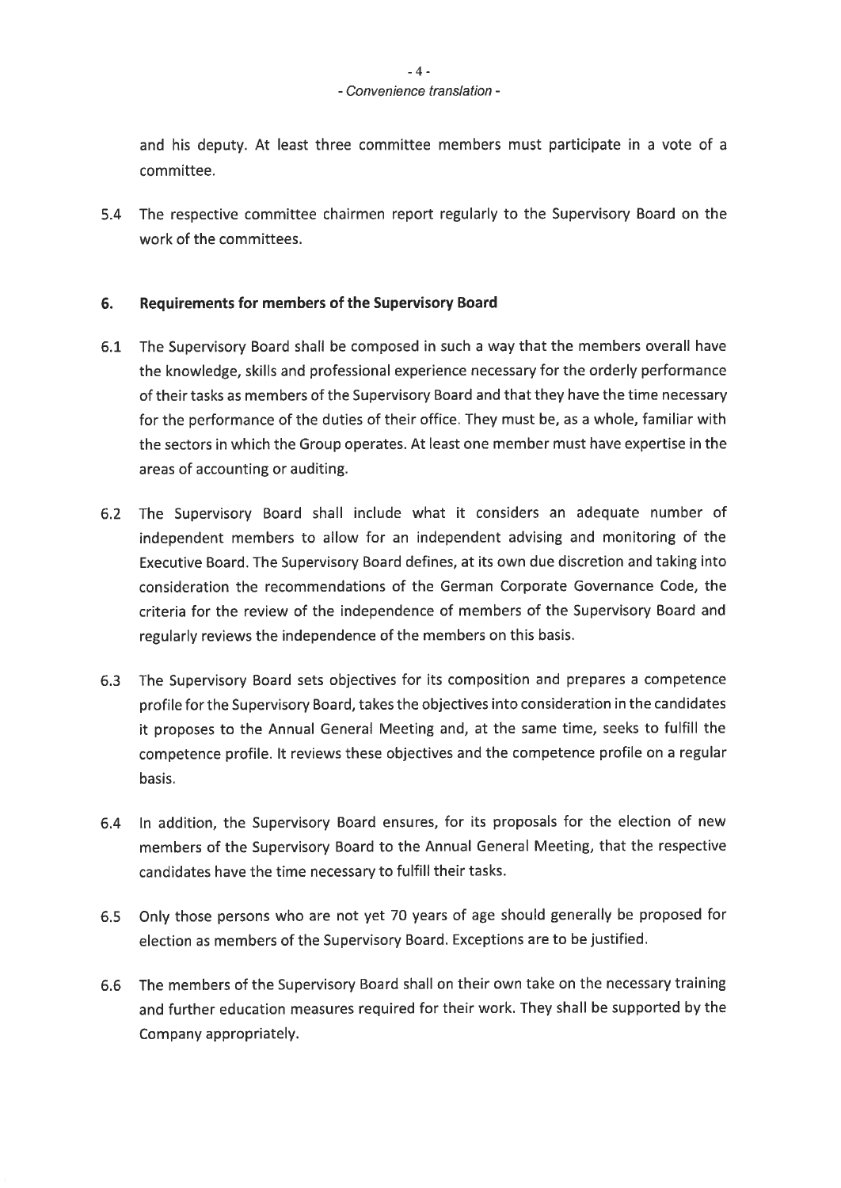and his deputy. At least three committee members must participate in a vote of a committee.

5.4 The respective committee chairmen report regularly to the Supervisory Board on the work of the committees.

## 6. Requirements for members of the Supervisory Board

6.1 The Supervisory Board shall be composed in such a way that the members overall have the knowledge, skills and professional experience necessary for the orderly performance of their tasks as members of the Supervisory Board and that they have the time necessary for the performance of the duties of their office. They must be, as a whole, familiar with the sectors in which the Group operates. At least one member must have expertise in the areas of accounting or auditing.

6.2 The Supervisory Board shall include what it considers an adequate number of independent members to allow for an independent advising and monitoring of the Executive Board. The Supervisory Board defines, at its own due discretion and taking into consideration the recommendations of the German Corporate Governance Code, the criteria for the review of the independence of members of the Supervisory Board and regularly reviews the independence of the members on this basis.

6.3 The Supervisory Board sets objectives for its composition and prepares a competence profile for the Supervisory Board, takes the objectives into consideration in the candidates it proposes to the Annual General Meeting and, at the same time, seeks to fulfill the competence profile. It reviews these objectives and the competence profile on a regular basis.

6.4 In addition, the Supervisory Board ensures, for its proposals for the election of new members of the Supervisory Board to the Annual General Meeting, that the respective candidates have the time necessary to fulfill their tasks.

6.5 Only those persons who are not yet 70 years of age should generally be proposed for election as members of the Supervisory Board. Exceptions are to be justified.

6.6 The members of the Supervisory Board shall on their own take on the necessary training and further education measures required for their work. They shall be supported by the Company appropriately.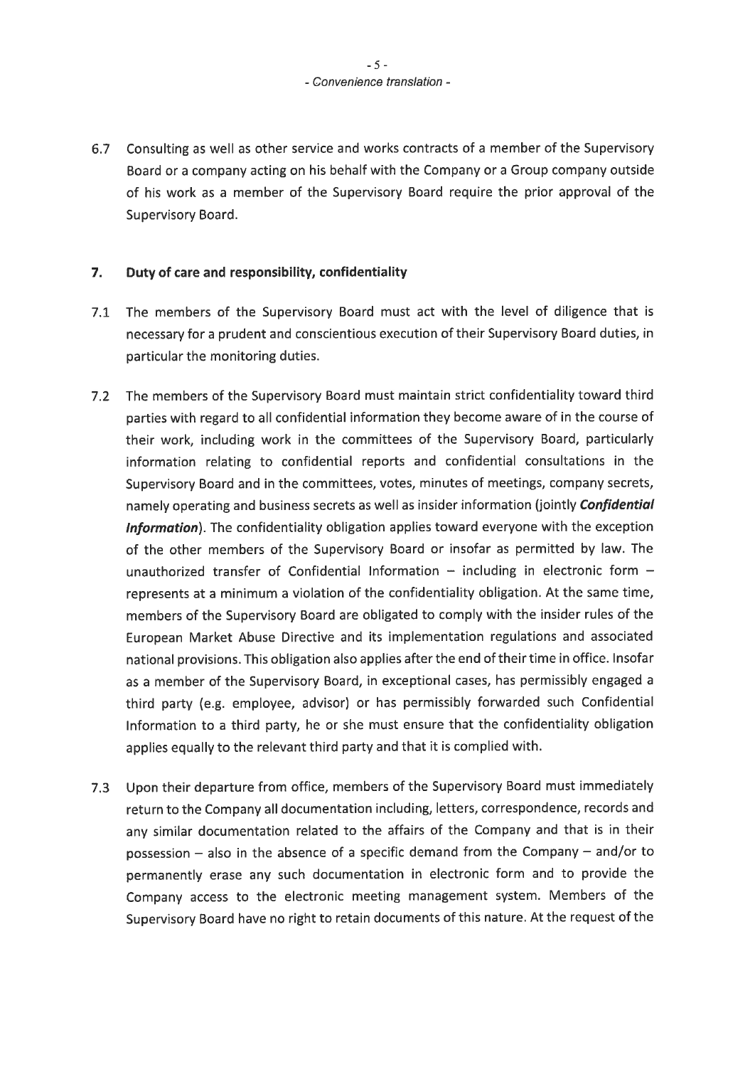- Convenience translation -

6.7 Consulting as well as other service and works contracts of a member of the Supervisory Board or a company acting on his behalf with the Company or a Group company outside of his work as a member of the Supervisory Board require the prior approval of the Supervisory Board.

## 7. Duty of care and responsibility, confidentiality

7.1 The members of the Supervisory Board must act with the level of diligence that is necessary for a prudent and conscientious execution of their Supervisory Board duties, in particular the monitoring duties.

7.2 The members of the Supervisory Board must maintain strict confidentiality toward third parties with regard to all confidential information they become aware of in the course of their work, including work in the committees of the Supervisory Board, particularly information relating to confidential reports and confidential consultations in the Supervisory Board and in the committees, votes, minutes of meetings, company secrets, namely operating and business secrets as well as insider information (jointly ***Confidential Information***). The confidentiality obligation applies toward everyone with the exception of the other members of the Supervisory Board or insofar as permitted by law. The unauthorized transfer of Confidential Information – including in electronic form – represents at a minimum a violation of the confidentiality obligation. At the same time, members of the Supervisory Board are obligated to comply with the insider rules of the European Market Abuse Directive and its implementation regulations and associated national provisions. This obligation also applies after the end of their time in office. Insofar as a member of the Supervisory Board, in exceptional cases, has permissibly engaged a third party (e.g. employee, advisor) or has permissibly forwarded such Confidential Information to a third party, he or she must ensure that the confidentiality obligation applies equally to the relevant third party and that it is complied with.

7.3 Upon their departure from office, members of the Supervisory Board must immediately return to the Company all documentation including, letters, correspondence, records and any similar documentation related to the affairs of the Company and that is in their possession – also in the absence of a specific demand from the Company – and/or to permanently erase any such documentation in electronic form and to provide the Company access to the electronic meeting management system. Members of the Supervisory Board have no right to retain documents of this nature. At the request of the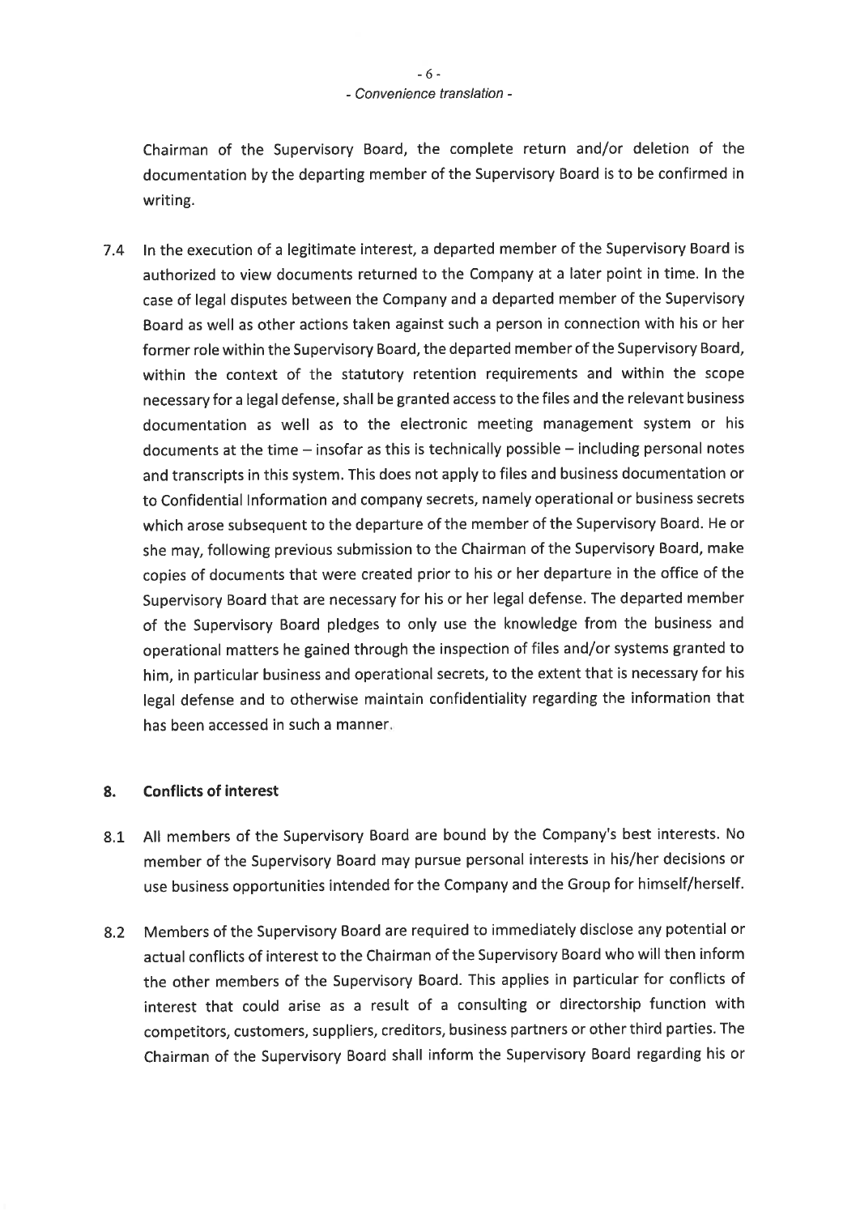Chairman of the Supervisory Board, the complete return and/or deletion of the documentation by the departing member of the Supervisory Board is to be confirmed in writing.

7.4 In the execution of a legitimate interest, a departed member of the Supervisory Board is authorized to view documents returned to the Company at a later point in time. In the case of legal disputes between the Company and a departed member of the Supervisory Board as well as other actions taken against such a person in connection with his or her former role within the Supervisory Board, the departed member of the Supervisory Board, within the context of the statutory retention requirements and within the scope necessary for a legal defense, shall be granted access to the files and the relevant business documentation as well as to the electronic meeting management system or his documents at the time – insofar as this is technically possible – including personal notes and transcripts in this system. This does not apply to files and business documentation or to Confidential Information and company secrets, namely operational or business secrets which arose subsequent to the departure of the member of the Supervisory Board. He or she may, following previous submission to the Chairman of the Supervisory Board, make copies of documents that were created prior to his or her departure in the office of the Supervisory Board that are necessary for his or her legal defense. The departed member of the Supervisory Board pledges to only use the knowledge from the business and operational matters he gained through the inspection of files and/or systems granted to him, in particular business and operational secrets, to the extent that is necessary for his legal defense and to otherwise maintain confidentiality regarding the information that has been accessed in such a manner.

## 8. Conflicts of interest

8.1 All members of the Supervisory Board are bound by the Company's best interests. No member of the Supervisory Board may pursue personal interests in his/her decisions or use business opportunities intended for the Company and the Group for himself/herself.

8.2 Members of the Supervisory Board are required to immediately disclose any potential or actual conflicts of interest to the Chairman of the Supervisory Board who will then inform the other members of the Supervisory Board. This applies in particular for conflicts of interest that could arise as a result of a consulting or directorship function with competitors, customers, suppliers, creditors, business partners or other third parties. The Chairman of the Supervisory Board shall inform the Supervisory Board regarding his or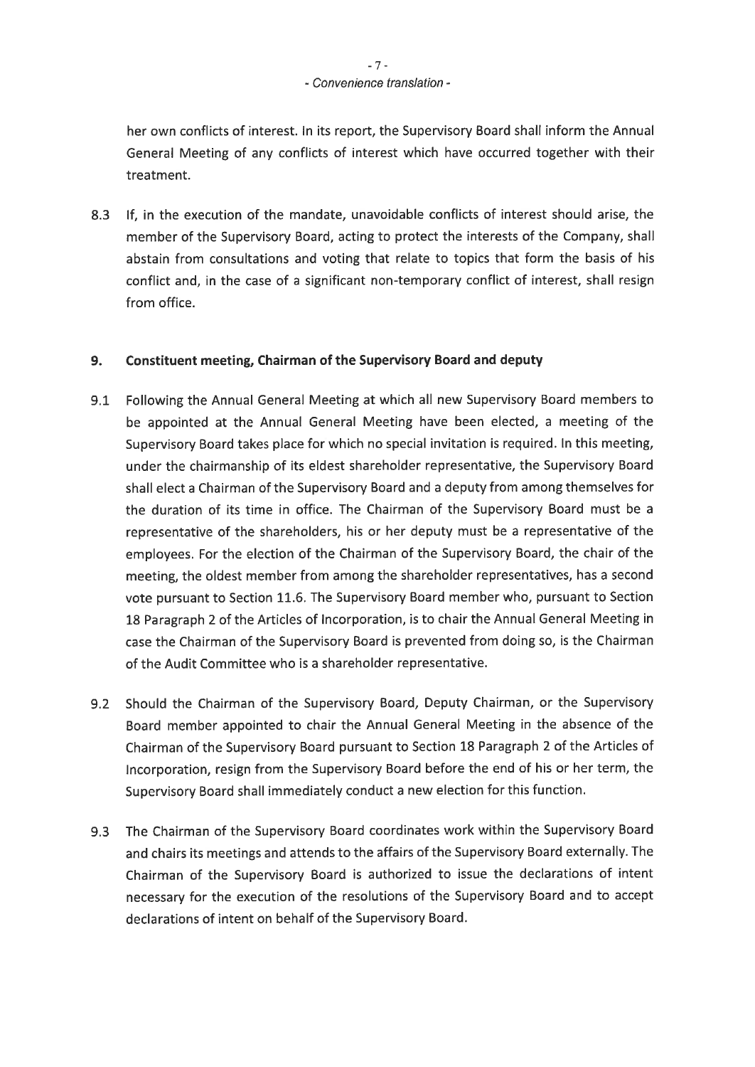her own conflicts of interest. In its report, the Supervisory Board shall inform the Annual General Meeting of any conflicts of interest which have occurred together with their treatment.

8.3 If, in the execution of the mandate, unavoidable conflicts of interest should arise, the member of the Supervisory Board, acting to protect the interests of the Company, shall abstain from consultations and voting that relate to topics that form the basis of his conflict and, in the case of a significant non-temporary conflict of interest, shall resign from office.

## 9. Constituent meeting, Chairman of the Supervisory Board and deputy

9.1 Following the Annual General Meeting at which all new Supervisory Board members to be appointed at the Annual General Meeting have been elected, a meeting of the Supervisory Board takes place for which no special invitation is required. In this meeting, under the chairmanship of its eldest shareholder representative, the Supervisory Board shall elect a Chairman of the Supervisory Board and a deputy from among themselves for the duration of its time in office. The Chairman of the Supervisory Board must be a representative of the shareholders, his or her deputy must be a representative of the employees. For the election of the Chairman of the Supervisory Board, the chair of the meeting, the oldest member from among the shareholder representatives, has a second vote pursuant to Section 11.6. The Supervisory Board member who, pursuant to Section 18 Paragraph 2 of the Articles of Incorporation, is to chair the Annual General Meeting in case the Chairman of the Supervisory Board is prevented from doing so, is the Chairman of the Audit Committee who is a shareholder representative.

9.2 Should the Chairman of the Supervisory Board, Deputy Chairman, or the Supervisory Board member appointed to chair the Annual General Meeting in the absence of the Chairman of the Supervisory Board pursuant to Section 18 Paragraph 2 of the Articles of Incorporation, resign from the Supervisory Board before the end of his or her term, the Supervisory Board shall immediately conduct a new election for this function.

9.3 The Chairman of the Supervisory Board coordinates work within the Supervisory Board and chairs its meetings and attends to the affairs of the Supervisory Board externally. The Chairman of the Supervisory Board is authorized to issue the declarations of intent necessary for the execution of the resolutions of the Supervisory Board and to accept declarations of intent on behalf of the Supervisory Board.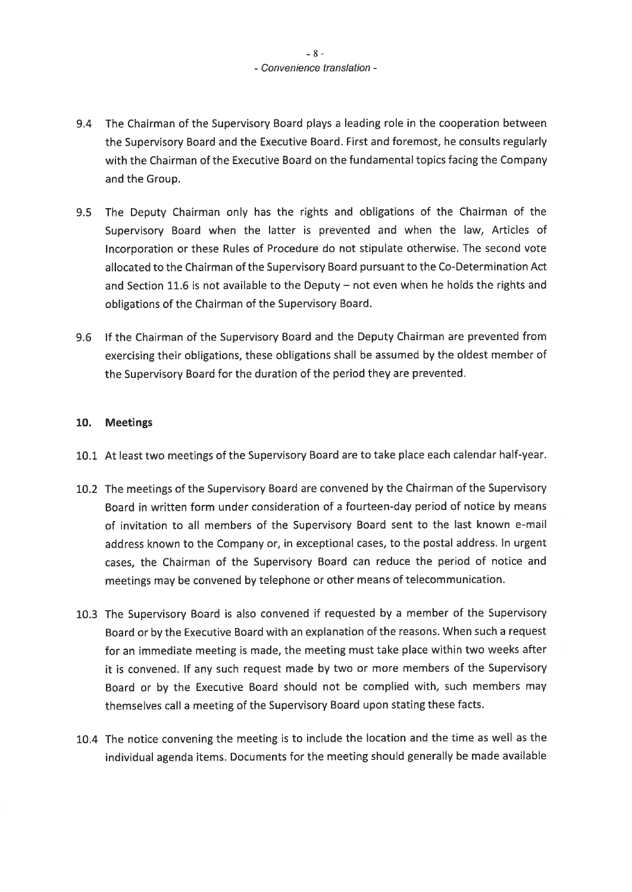9.4 The Chairman of the Supervisory Board plays a leading role in the cooperation between the Supervisory Board and the Executive Board. First and foremost, he consults regularly with the Chairman of the Executive Board on the fundamental topics facing the Company and the Group.

9.5 The Deputy Chairman only has the rights and obligations of the Chairman of the Supervisory Board when the latter is prevented and when the law, Articles of Incorporation or these Rules of Procedure do not stipulate otherwise. The second vote allocated to the Chairman of the Supervisory Board pursuant to the Co-Determination Act and Section 11.6 is not available to the Deputy – not even when he holds the rights and obligations of the Chairman of the Supervisory Board.

9.6 If the Chairman of the Supervisory Board and the Deputy Chairman are prevented from exercising their obligations, these obligations shall be assumed by the oldest member of the Supervisory Board for the duration of the period they are prevented.

## 10. Meetings

10.1 At least two meetings of the Supervisory Board are to take place each calendar half-year.

10.2 The meetings of the Supervisory Board are convened by the Chairman of the Supervisory Board in written form under consideration of a fourteen-day period of notice by means of invitation to all members of the Supervisory Board sent to the last known e-mail address known to the Company or, in exceptional cases, to the postal address. In urgent cases, the Chairman of the Supervisory Board can reduce the period of notice and meetings may be convened by telephone or other means of telecommunication.

10.3 The Supervisory Board is also convened if requested by a member of the Supervisory Board or by the Executive Board with an explanation of the reasons. When such a request for an immediate meeting is made, the meeting must take place within two weeks after it is convened. If any such request made by two or more members of the Supervisory Board or by the Executive Board should not be complied with, such members may themselves call a meeting of the Supervisory Board upon stating these facts.

10.4 The notice convening the meeting is to include the location and the time as well as the individual agenda items. Documents for the meeting should generally be made available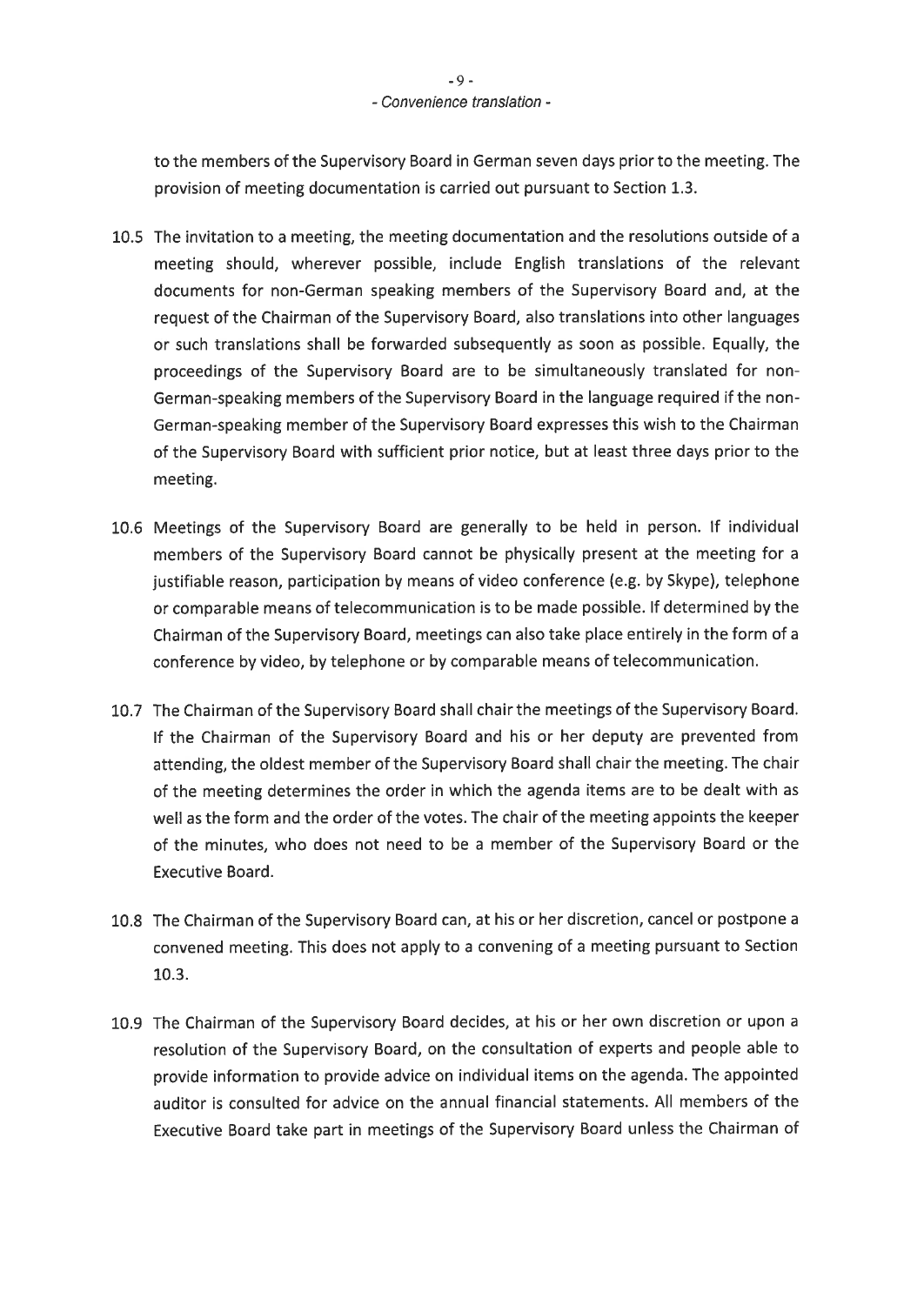to the members of the Supervisory Board in German seven days prior to the meeting. The provision of meeting documentation is carried out pursuant to Section 1.3.

10.5 The invitation to a meeting, the meeting documentation and the resolutions outside of a meeting should, wherever possible, include English translations of the relevant documents for non-German speaking members of the Supervisory Board and, at the request of the Chairman of the Supervisory Board, also translations into other languages or such translations shall be forwarded subsequently as soon as possible. Equally, the proceedings of the Supervisory Board are to be simultaneously translated for non-German-speaking members of the Supervisory Board in the language required if the non-German-speaking member of the Supervisory Board expresses this wish to the Chairman of the Supervisory Board with sufficient prior notice, but at least three days prior to the meeting.

10.6 Meetings of the Supervisory Board are generally to be held in person. If individual members of the Supervisory Board cannot be physically present at the meeting for a justifiable reason, participation by means of video conference (e.g. by Skype), telephone or comparable means of telecommunication is to be made possible. If determined by the Chairman of the Supervisory Board, meetings can also take place entirely in the form of a conference by video, by telephone or by comparable means of telecommunication.

10.7 The Chairman of the Supervisory Board shall chair the meetings of the Supervisory Board. If the Chairman of the Supervisory Board and his or her deputy are prevented from attending, the oldest member of the Supervisory Board shall chair the meeting. The chair of the meeting determines the order in which the agenda items are to be dealt with as well as the form and the order of the votes. The chair of the meeting appoints the keeper of the minutes, who does not need to be a member of the Supervisory Board or the Executive Board.

10.8 The Chairman of the Supervisory Board can, at his or her discretion, cancel or postpone a convened meeting. This does not apply to a convening of a meeting pursuant to Section 10.3.

10.9 The Chairman of the Supervisory Board decides, at his or her own discretion or upon a resolution of the Supervisory Board, on the consultation of experts and people able to provide information to provide advice on individual items on the agenda. The appointed auditor is consulted for advice on the annual financial statements. All members of the Executive Board take part in meetings of the Supervisory Board unless the Chairman of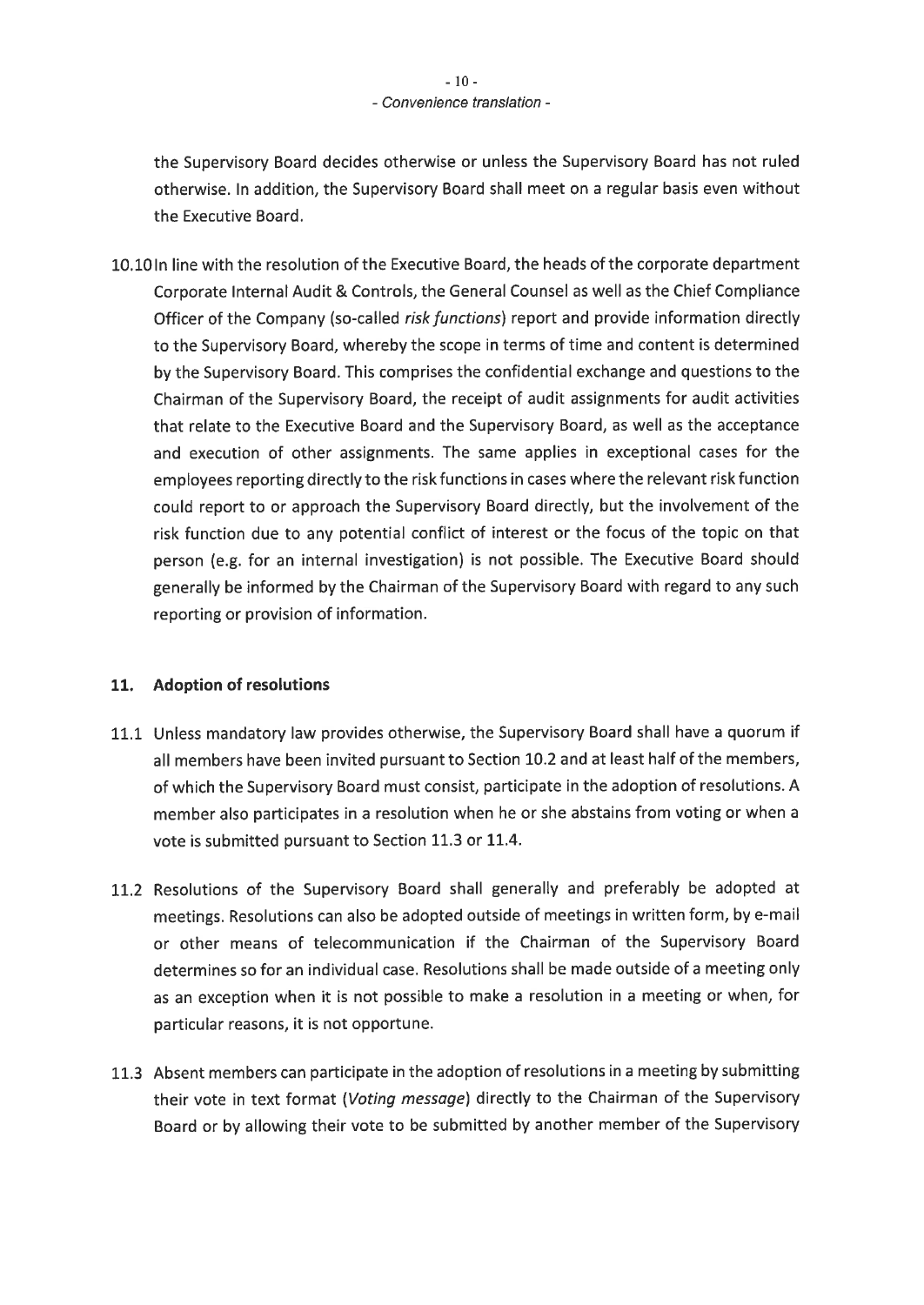the Supervisory Board decides otherwise or unless the Supervisory Board has not ruled otherwise. In addition, the Supervisory Board shall meet on a regular basis even without the Executive Board.

10.10 In line with the resolution of the Executive Board, the heads of the corporate department Corporate Internal Audit & Controls, the General Counsel as well as the Chief Compliance Officer of the Company (so-called *risk functions*) report and provide information directly to the Supervisory Board, whereby the scope in terms of time and content is determined by the Supervisory Board. This comprises the confidential exchange and questions to the Chairman of the Supervisory Board, the receipt of audit assignments for audit activities that relate to the Executive Board and the Supervisory Board, as well as the acceptance and execution of other assignments. The same applies in exceptional cases for the employees reporting directly to the risk functions in cases where the relevant risk function could report to or approach the Supervisory Board directly, but the involvement of the risk function due to any potential conflict of interest or the focus of the topic on that person (e.g. for an internal investigation) is not possible. The Executive Board should generally be informed by the Chairman of the Supervisory Board with regard to any such reporting or provision of information.

## 11. Adoption of resolutions

11.1 Unless mandatory law provides otherwise, the Supervisory Board shall have a quorum if all members have been invited pursuant to Section 10.2 and at least half of the members, of which the Supervisory Board must consist, participate in the adoption of resolutions. A member also participates in a resolution when he or she abstains from voting or when a vote is submitted pursuant to Section 11.3 or 11.4.

11.2 Resolutions of the Supervisory Board shall generally and preferably be adopted at meetings. Resolutions can also be adopted outside of meetings in written form, by e-mail or other means of telecommunication if the Chairman of the Supervisory Board determines so for an individual case. Resolutions shall be made outside of a meeting only as an exception when it is not possible to make a resolution in a meeting or when, for particular reasons, it is not opportune.

11.3 Absent members can participate in the adoption of resolutions in a meeting by submitting their vote in text format (*Voting message*) directly to the Chairman of the Supervisory Board or by allowing their vote to be submitted by another member of the Supervisory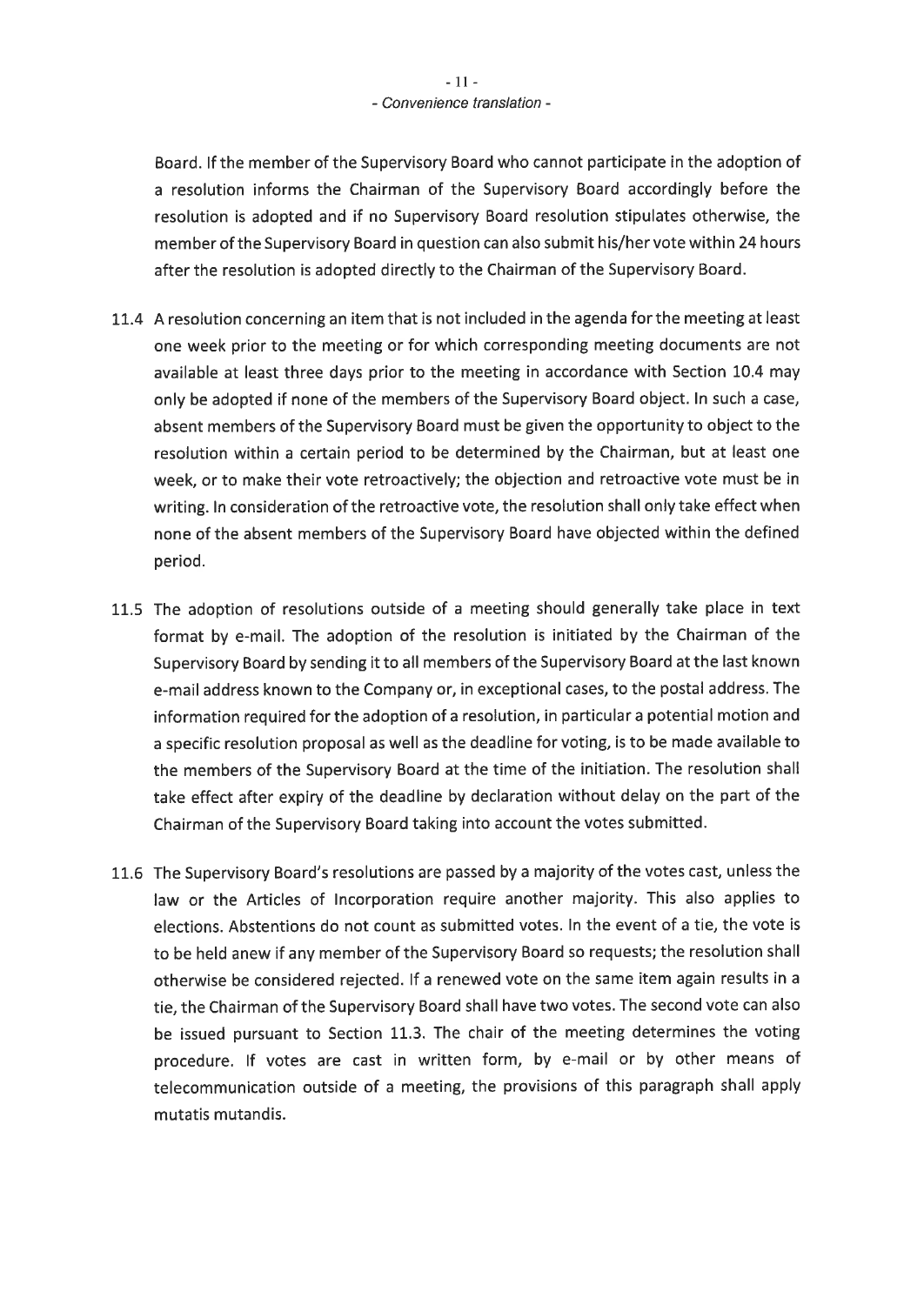Board. If the member of the Supervisory Board who cannot participate in the adoption of a resolution informs the Chairman of the Supervisory Board accordingly before the resolution is adopted and if no Supervisory Board resolution stipulates otherwise, the member of the Supervisory Board in question can also submit his/her vote within 24 hours after the resolution is adopted directly to the Chairman of the Supervisory Board.

11.4 A resolution concerning an item that is not included in the agenda for the meeting at least one week prior to the meeting or for which corresponding meeting documents are not available at least three days prior to the meeting in accordance with Section 10.4 may only be adopted if none of the members of the Supervisory Board object. In such a case, absent members of the Supervisory Board must be given the opportunity to object to the resolution within a certain period to be determined by the Chairman, but at least one week, or to make their vote retroactively; the objection and retroactive vote must be in writing. In consideration of the retroactive vote, the resolution shall only take effect when none of the absent members of the Supervisory Board have objected within the defined period.

11.5 The adoption of resolutions outside of a meeting should generally take place in text format by e-mail. The adoption of the resolution is initiated by the Chairman of the Supervisory Board by sending it to all members of the Supervisory Board at the last known e-mail address known to the Company or, in exceptional cases, to the postal address. The information required for the adoption of a resolution, in particular a potential motion and a specific resolution proposal as well as the deadline for voting, is to be made available to the members of the Supervisory Board at the time of the initiation. The resolution shall take effect after expiry of the deadline by declaration without delay on the part of the Chairman of the Supervisory Board taking into account the votes submitted.

11.6 The Supervisory Board's resolutions are passed by a majority of the votes cast, unless the law or the Articles of Incorporation require another majority. This also applies to elections. Abstentions do not count as submitted votes. In the event of a tie, the vote is to be held anew if any member of the Supervisory Board so requests; the resolution shall otherwise be considered rejected. If a renewed vote on the same item again results in a tie, the Chairman of the Supervisory Board shall have two votes. The second vote can also be issued pursuant to Section 11.3. The chair of the meeting determines the voting procedure. If votes are cast in written form, by e-mail or by other means of telecommunication outside of a meeting, the provisions of this paragraph shall apply mutatis mutandis.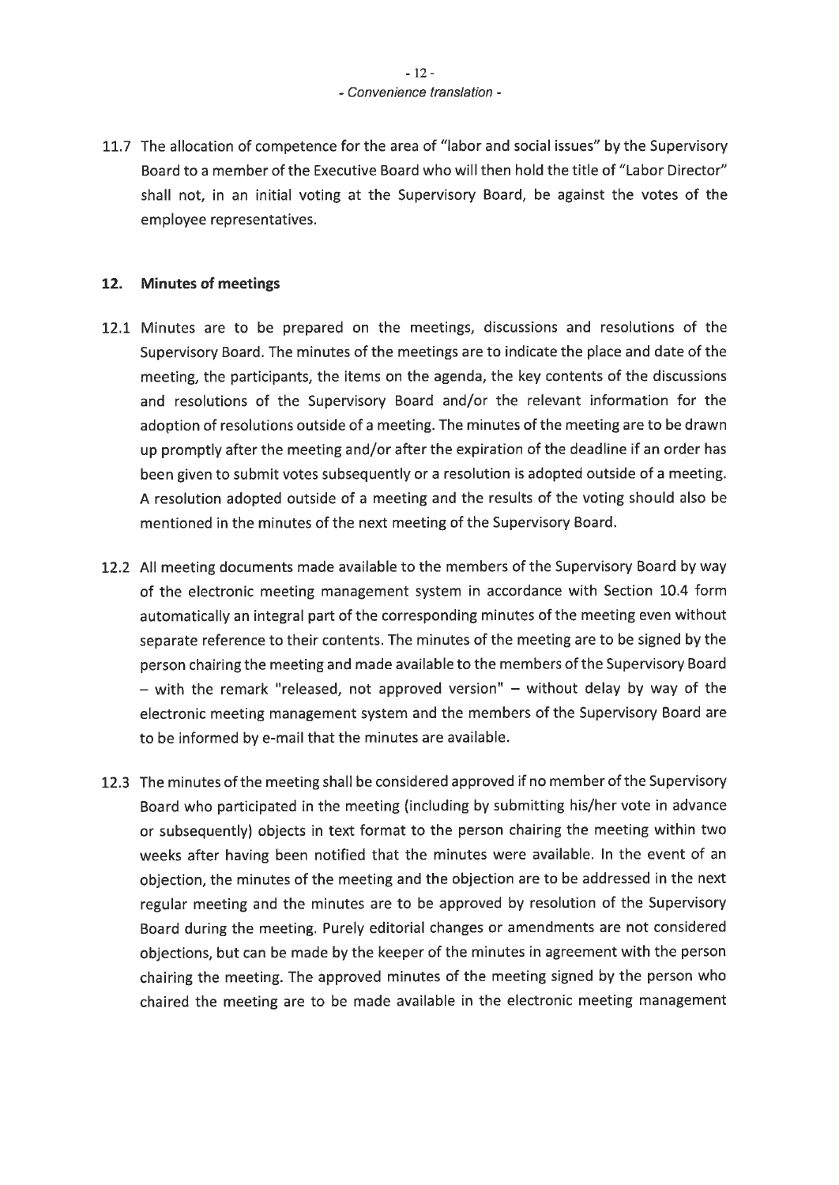11.7 The allocation of competence for the area of "labor and social issues" by the Supervisory Board to a member of the Executive Board who will then hold the title of "Labor Director" shall not, in an initial voting at the Supervisory Board, be against the votes of the employee representatives.

## 12. Minutes of meetings

12.1 Minutes are to be prepared on the meetings, discussions and resolutions of the Supervisory Board. The minutes of the meetings are to indicate the place and date of the meeting, the participants, the items on the agenda, the key contents of the discussions and resolutions of the Supervisory Board and/or the relevant information for the adoption of resolutions outside of a meeting. The minutes of the meeting are to be drawn up promptly after the meeting and/or after the expiration of the deadline if an order has been given to submit votes subsequently or a resolution is adopted outside of a meeting. A resolution adopted outside of a meeting and the results of the voting should also be mentioned in the minutes of the next meeting of the Supervisory Board.

12.2 All meeting documents made available to the members of the Supervisory Board by way of the electronic meeting management system in accordance with Section 10.4 form automatically an integral part of the corresponding minutes of the meeting even without separate reference to their contents. The minutes of the meeting are to be signed by the person chairing the meeting and made available to the members of the Supervisory Board – with the remark "released, not approved version" – without delay by way of the electronic meeting management system and the members of the Supervisory Board are to be informed by e-mail that the minutes are available.

12.3 The minutes of the meeting shall be considered approved if no member of the Supervisory Board who participated in the meeting (including by submitting his/her vote in advance or subsequently) objects in text format to the person chairing the meeting within two weeks after having been notified that the minutes were available. In the event of an objection, the minutes of the meeting and the objection are to be addressed in the next regular meeting and the minutes are to be approved by resolution of the Supervisory Board during the meeting. Purely editorial changes or amendments are not considered objections, but can be made by the keeper of the minutes in agreement with the person chairing the meeting. The approved minutes of the meeting signed by the person who chaired the meeting are to be made available in the electronic meeting management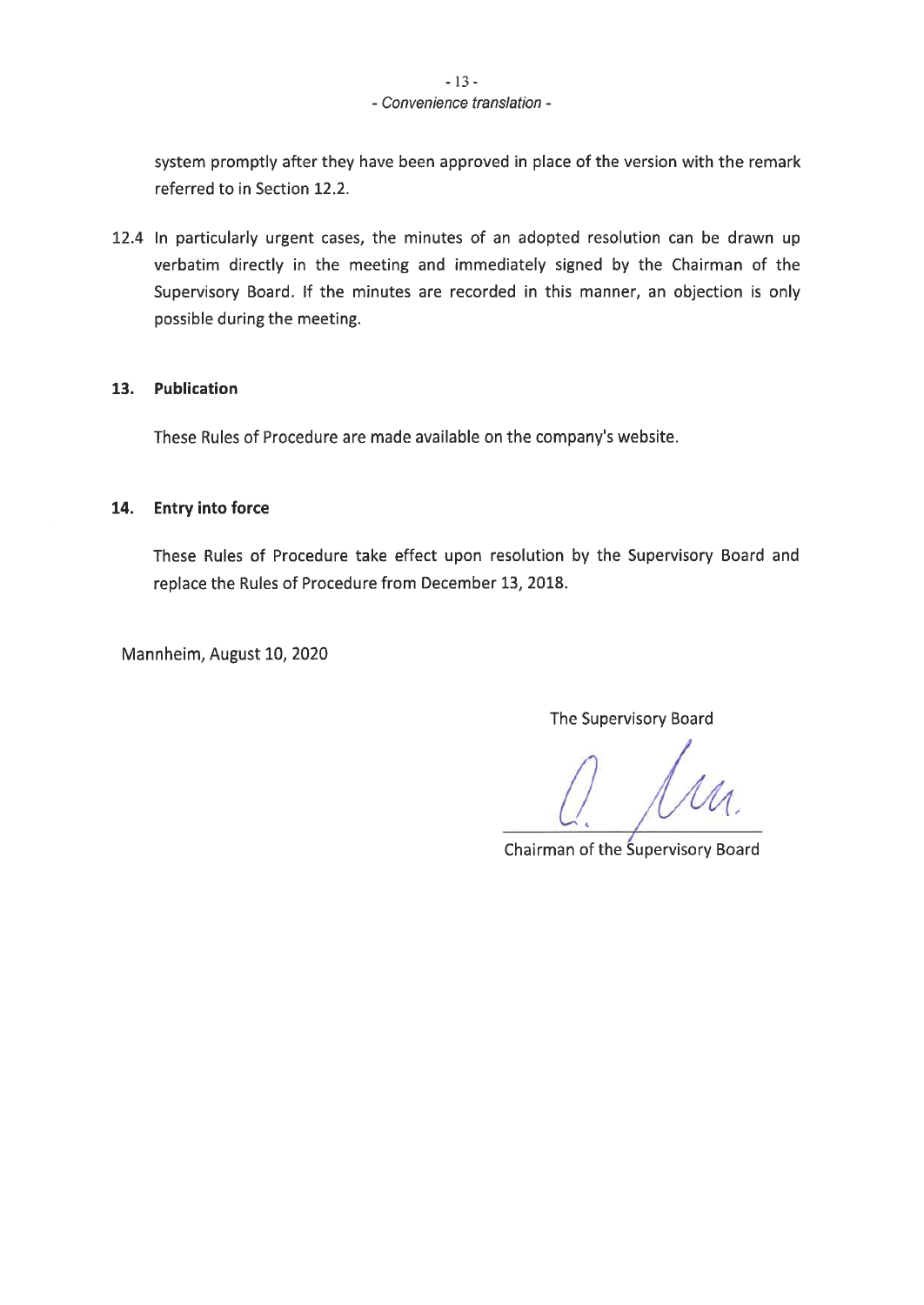system promptly after they have been approved in place of the version with the remark referred to in Section 12.2.

12.4 In particularly urgent cases, the minutes of an adopted resolution can be drawn up verbatim directly in the meeting and immediately signed by the Chairman of the Supervisory Board. If the minutes are recorded in this manner, an objection is only possible during the meeting.

## 13. Publication

These Rules of Procedure are made available on the company's website.

## 14. Entry into force

These Rules of Procedure take effect upon resolution by the Supervisory Board and replace the Rules of Procedure from December 13, 2018.

Mannheim, August 10, 2020

The Supervisory Board

Chairman of the Supervisory Board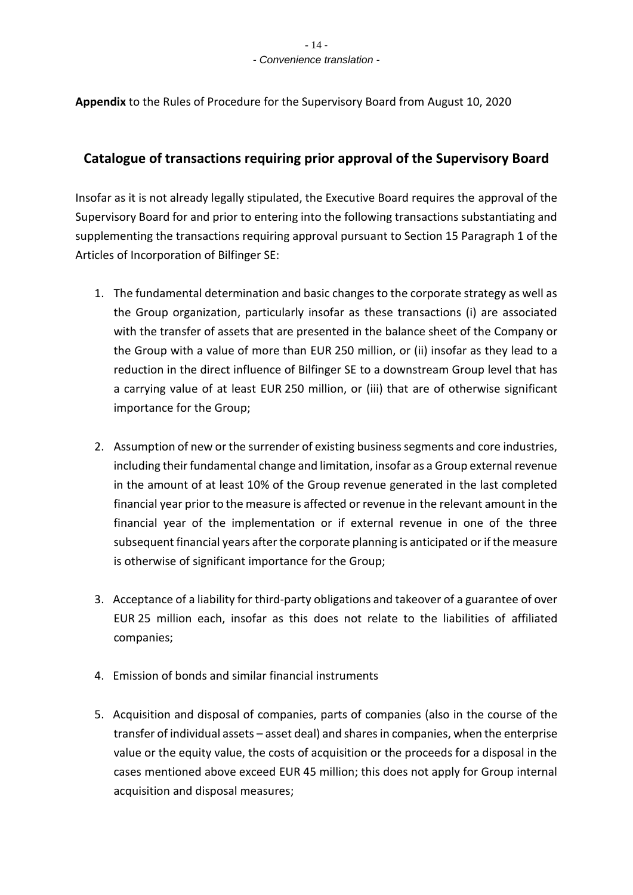**Appendix** to the Rules of Procedure for the Supervisory Board from August 10, 2020

## Catalogue of transactions requiring prior approval of the Supervisory Board

Insofar as it is not already legally stipulated, the Executive Board requires the approval of the Supervisory Board for and prior to entering into the following transactions substantiating and supplementing the transactions requiring approval pursuant to Section 15 Paragraph 1 of the Articles of Incorporation of Bilfinger SE:

1. The fundamental determination and basic changes to the corporate strategy as well as the Group organization, particularly insofar as these transactions (i) are associated with the transfer of assets that are presented in the balance sheet of the Company or the Group with a value of more than EUR 250 million, or (ii) insofar as they lead to a reduction in the direct influence of Bilfinger SE to a downstream Group level that has a carrying value of at least EUR 250 million, or (iii) that are of otherwise significant importance for the Group;

2. Assumption of new or the surrender of existing business segments and core industries, including their fundamental change and limitation, insofar as a Group external revenue in the amount of at least 10% of the Group revenue generated in the last completed financial year prior to the measure is affected or revenue in the relevant amount in the financial year of the implementation or if external revenue in one of the three subsequent financial years after the corporate planning is anticipated or if the measure is otherwise of significant importance for the Group;

3. Acceptance of a liability for third-party obligations and takeover of a guarantee of over EUR 25 million each, insofar as this does not relate to the liabilities of affiliated companies;

4. Emission of bonds and similar financial instruments

5. Acquisition and disposal of companies, parts of companies (also in the course of the transfer of individual assets – asset deal) and shares in companies, when the enterprise value or the equity value, the costs of acquisition or the proceeds for a disposal in the cases mentioned above exceed EUR 45 million; this does not apply for Group internal acquisition and disposal measures;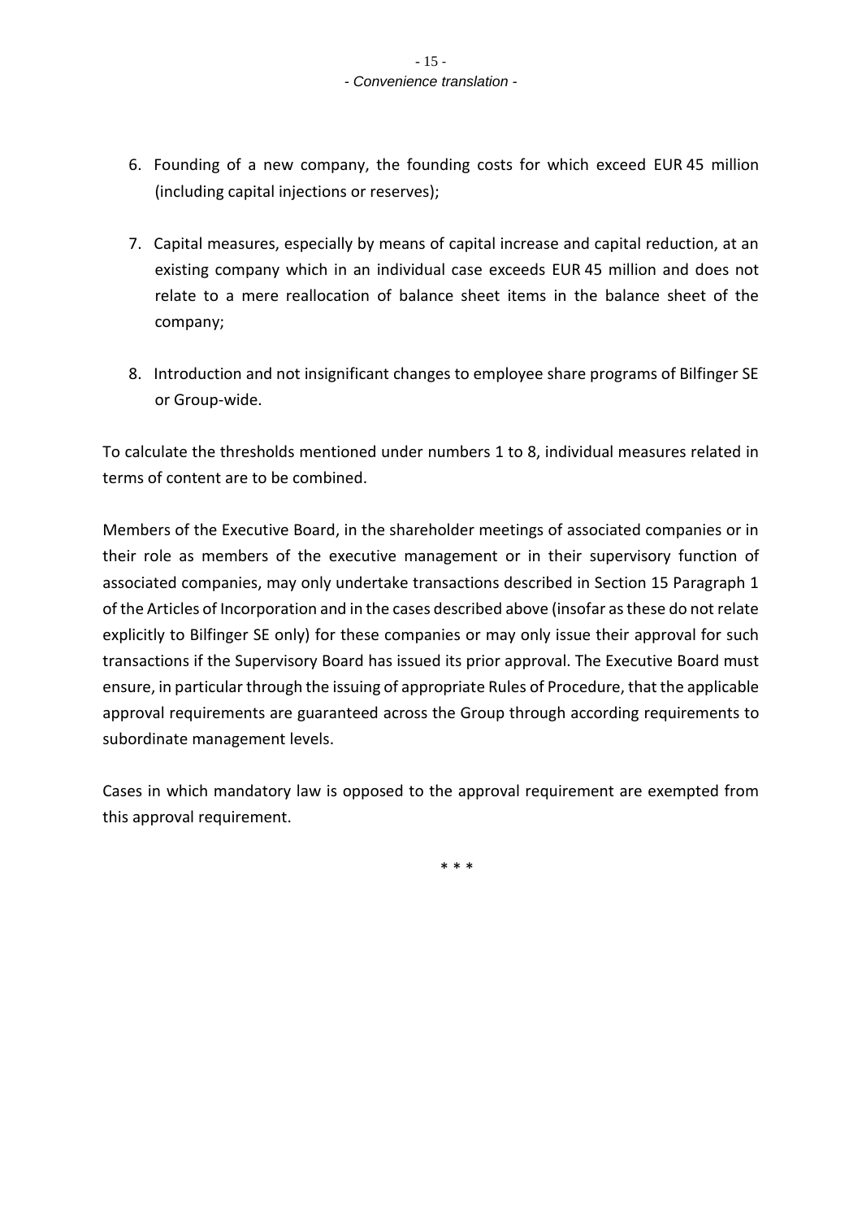6. Founding of a new company, the founding costs for which exceed EUR 45 million (including capital injections or reserves);

7. Capital measures, especially by means of capital increase and capital reduction, at an existing company which in an individual case exceeds EUR 45 million and does not relate to a mere reallocation of balance sheet items in the balance sheet of the company;

8. Introduction and not insignificant changes to employee share programs of Bilfinger SE or Group-wide.

To calculate the thresholds mentioned under numbers 1 to 8, individual measures related in terms of content are to be combined.

Members of the Executive Board, in the shareholder meetings of associated companies or in their role as members of the executive management or in their supervisory function of associated companies, may only undertake transactions described in Section 15 Paragraph 1 of the Articles of Incorporation and in the cases described above (insofar as these do not relate explicitly to Bilfinger SE only) for these companies or may only issue their approval for such transactions if the Supervisory Board has issued its prior approval. The Executive Board must ensure, in particular through the issuing of appropriate Rules of Procedure, that the applicable approval requirements are guaranteed across the Group through according requirements to subordinate management levels.

Cases in which mandatory law is opposed to the approval requirement are exempted from this approval requirement.

\* \* \*